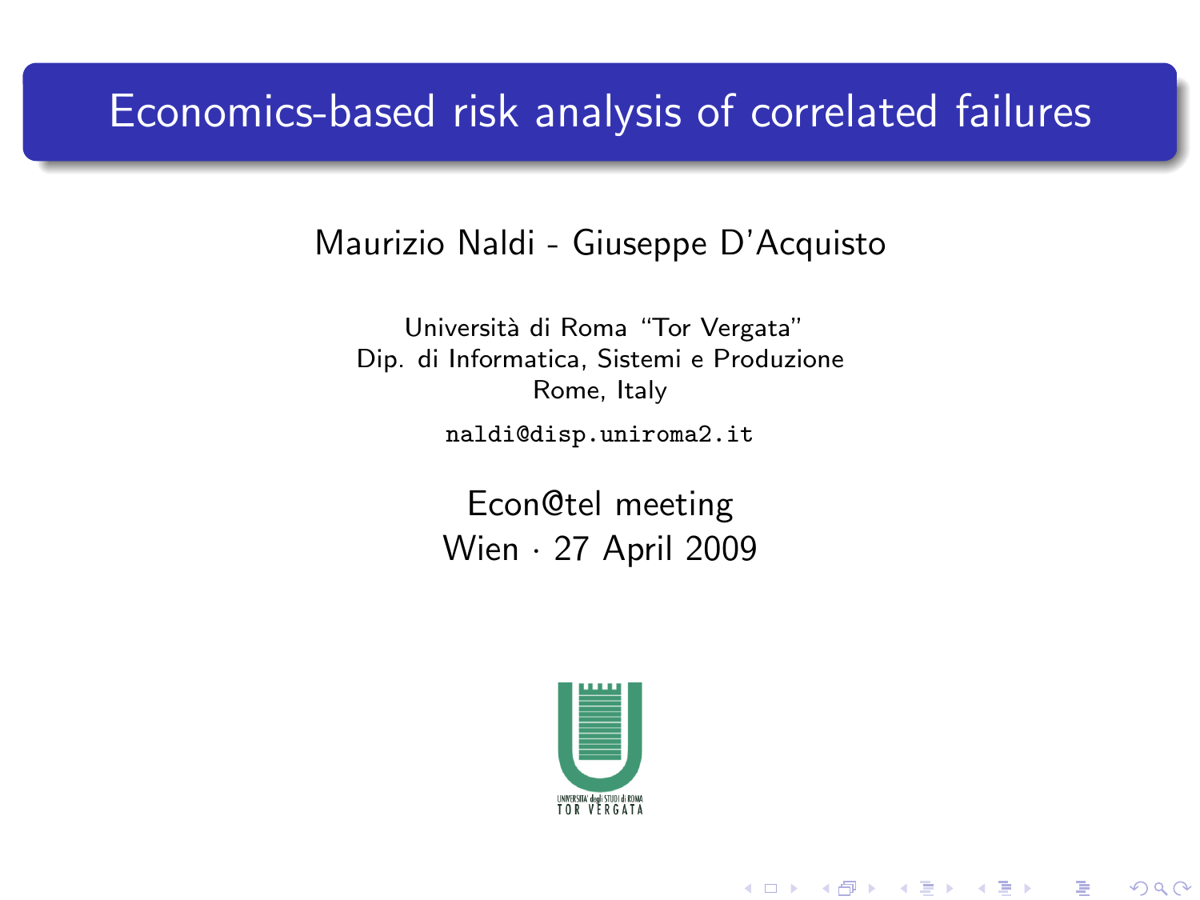# Economics-based risk analysis of correlated failures

Maurizio Naldi - Giuseppe D'Acquisto

Università di Roma "Tor Vergata"
Dip. di Informatica, Sistemi e Produzione
Rome, Italy

naldi@disp.uniroma2.it

Econ@tel meeting
Wien · 27 April 2009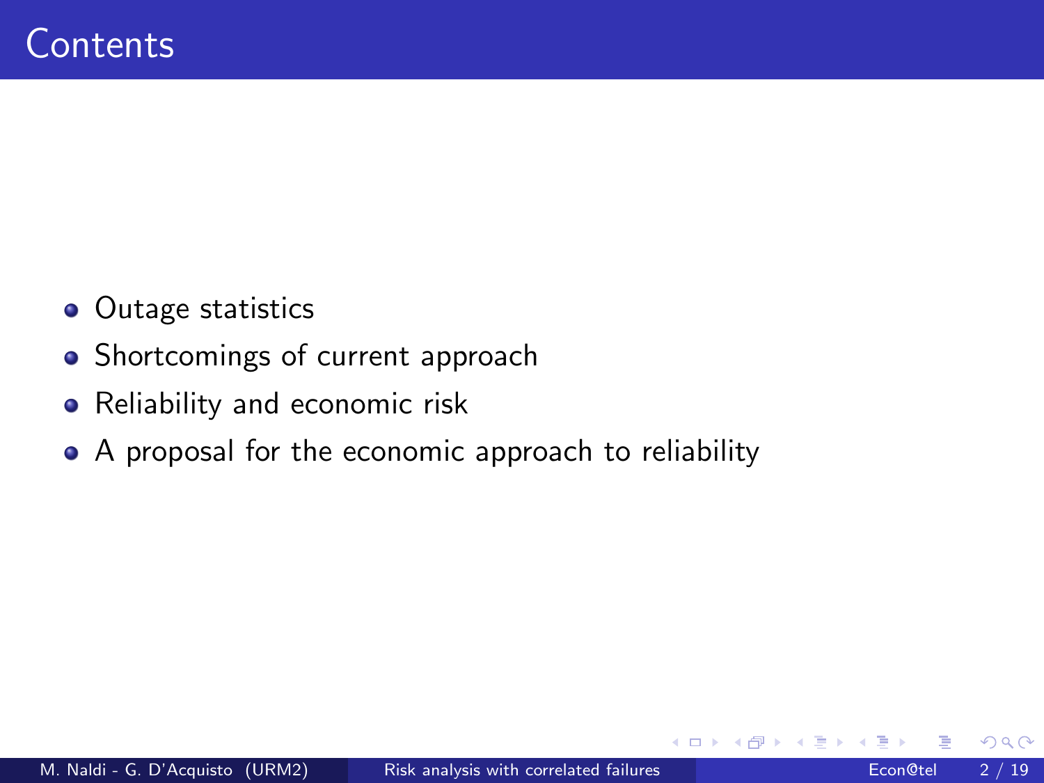# Contents

- Outage statistics
- Shortcomings of current approach
- Reliability and economic risk
- A proposal for the economic approach to reliability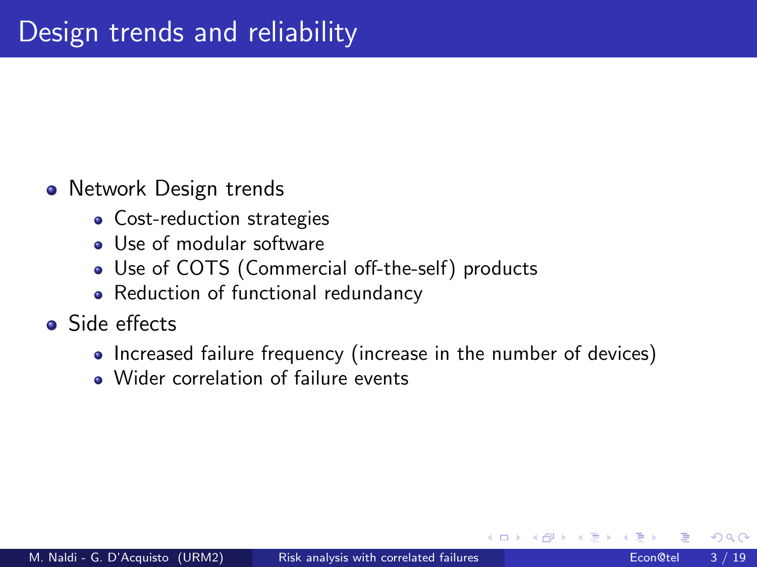# Design trends and reliability

- Network Design trends
  - Cost-reduction strategies
  - Use of modular software
  - Use of COTS (Commercial off-the-self) products
  - Reduction of functional redundancy
- Side effects
  - Increased failure frequency (increase in the number of devices)
  - Wider correlation of failure events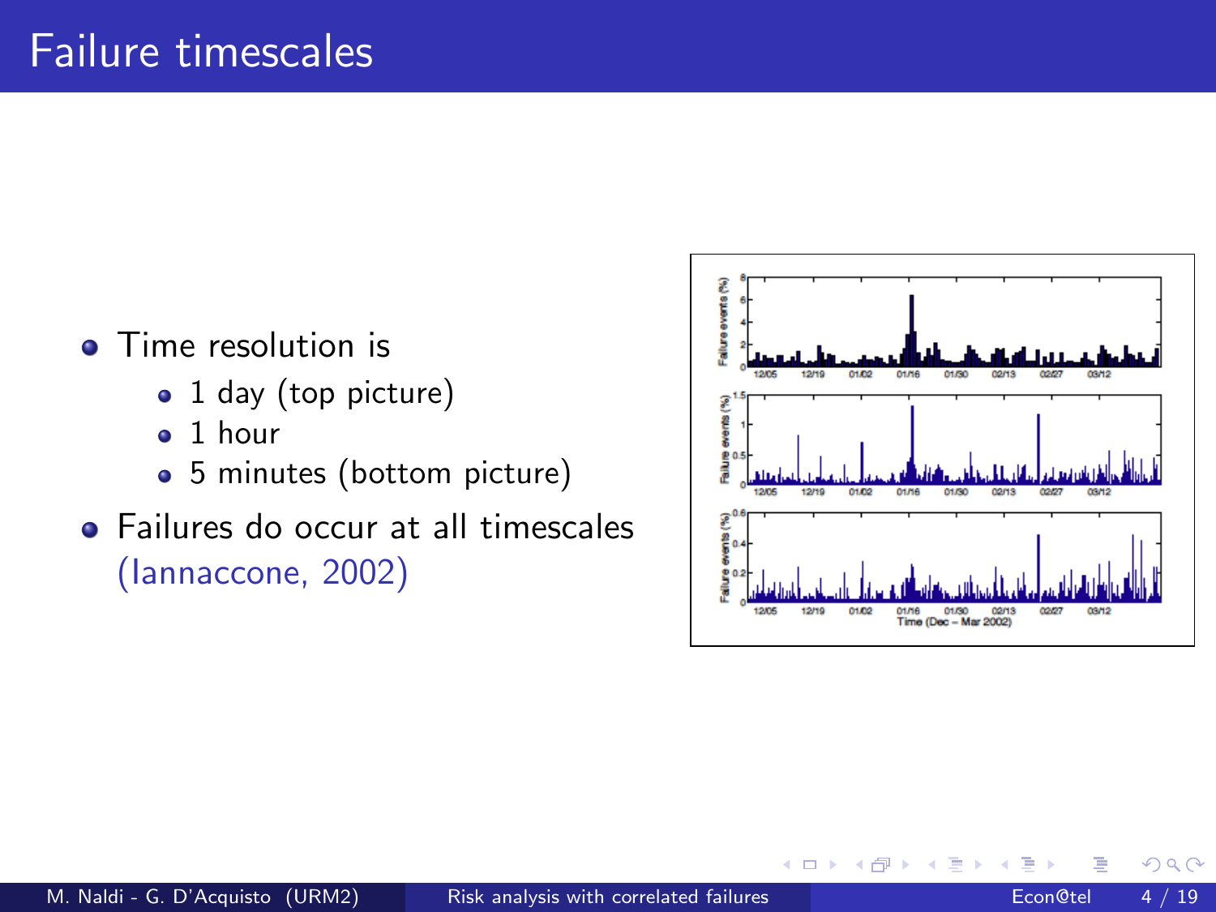# Failure timescales

- Time resolution is
  - 1 day (top picture)
  - 1 hour
  - 5 minutes (bottom picture)
- Failures do occur at all timescales (Iannaccone, 2002)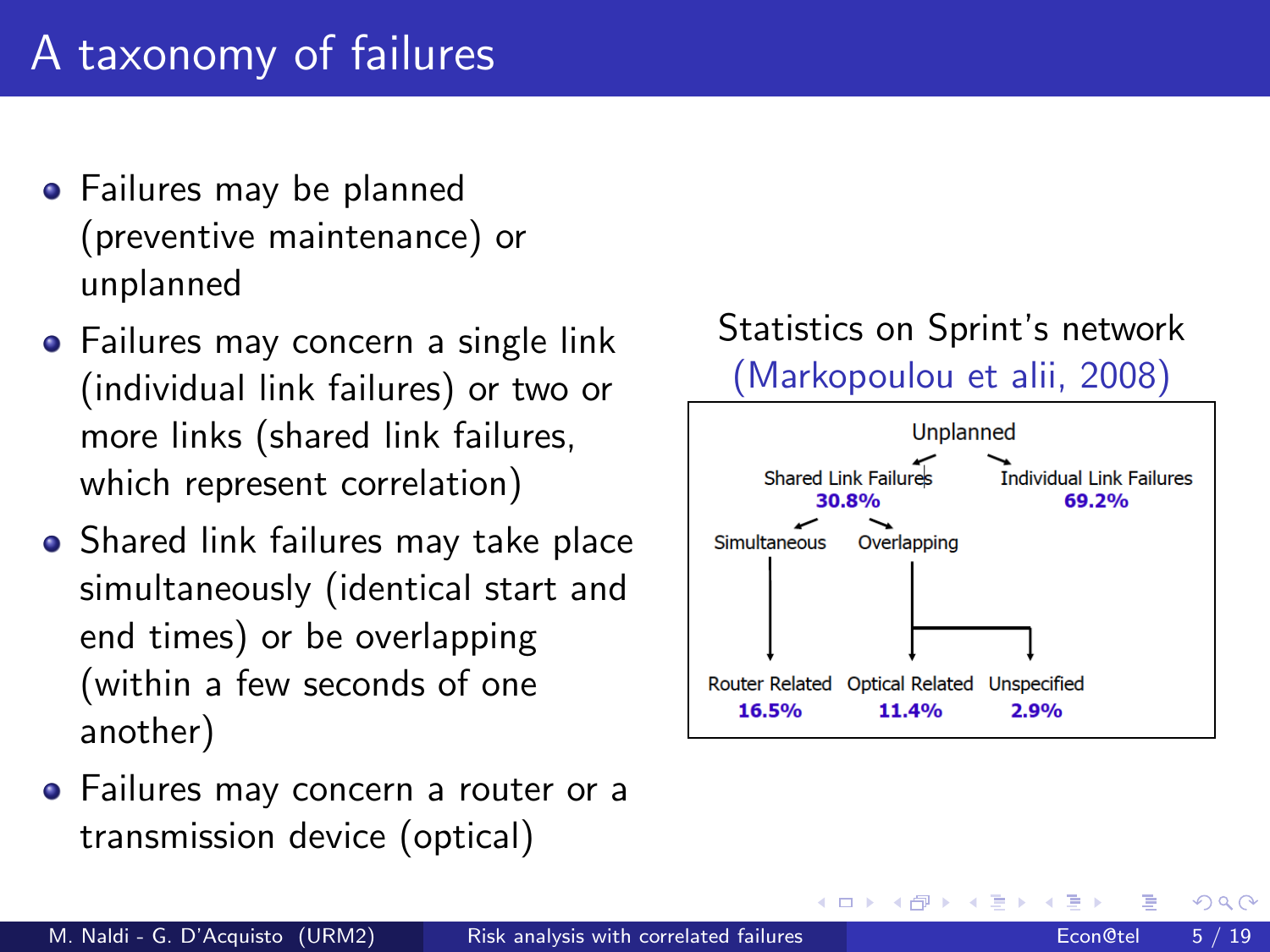# A taxonomy of failures

- Failures may be planned (preventive maintenance) or unplanned
- Failures may concern a single link (individual link failures) or two or more links (shared link failures, which represent correlation)
- Shared link failures may take place simultaneously (identical start and end times) or be overlapping (within a few seconds of one another)
- Failures may concern a router or a transmission device (optical)

Statistics on Sprint's network (Markopoulou et alii, 2008)

Unplanned

Shared Link Failures **30.8%**

Individual Link Failures **69.2%**

Simultaneous

Overlapping

Router Related **16.5%**

Optical Related **11.4%**

Unspecified **2.9%**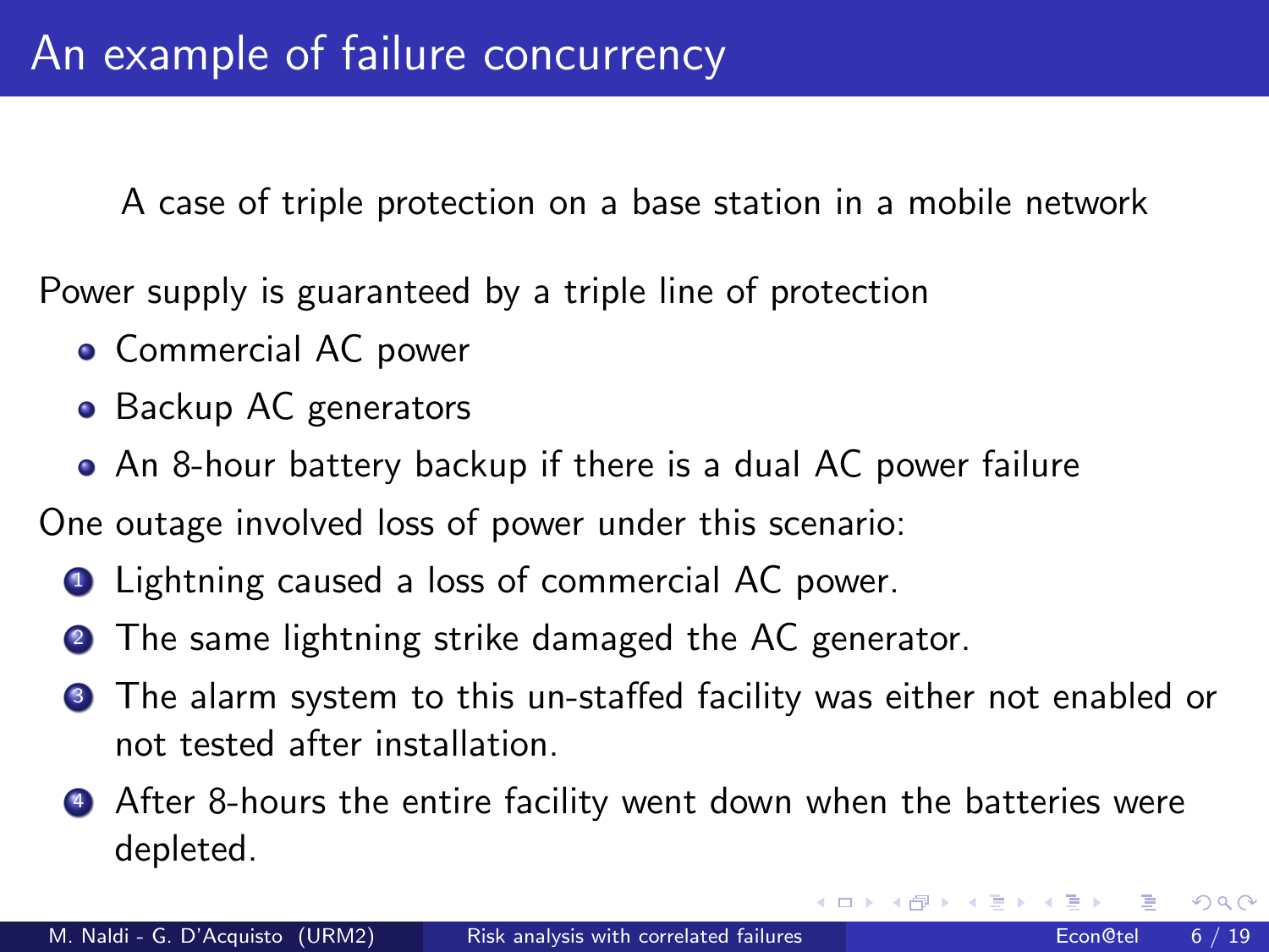# An example of failure concurrency

A case of triple protection on a base station in a mobile network

Power supply is guaranteed by a triple line of protection

- Commercial AC power
- Backup AC generators
- An 8-hour battery backup if there is a dual AC power failure

One outage involved loss of power under this scenario:

1. Lightning caused a loss of commercial AC power.
2. The same lightning strike damaged the AC generator.
3. The alarm system to this un-staffed facility was either not enabled or not tested after installation.
4. After 8-hours the entire facility went down when the batteries were depleted.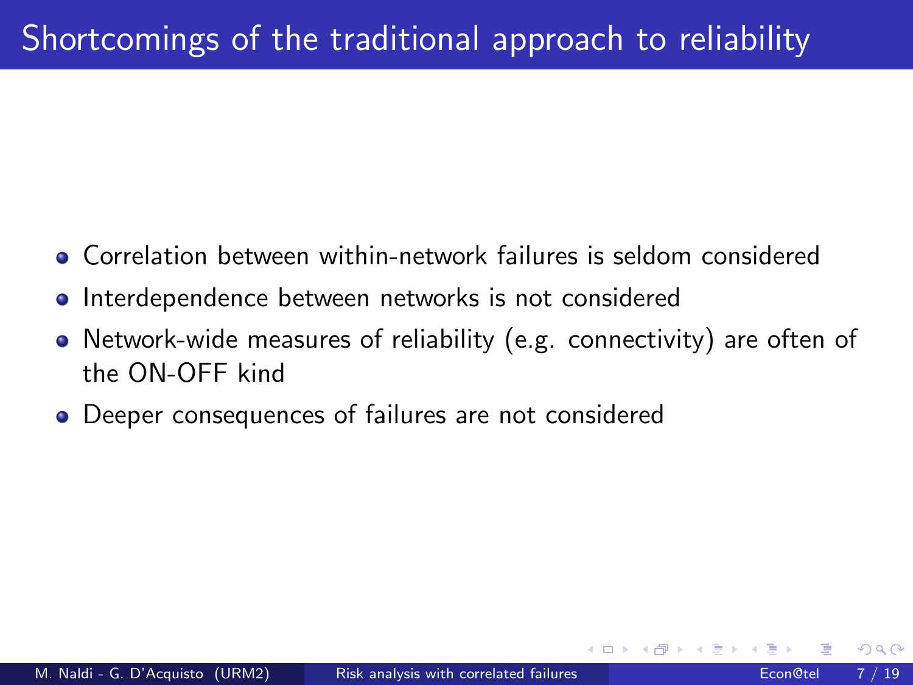# Shortcomings of the traditional approach to reliability

- Correlation between within-network failures is seldom considered
- Interdependence between networks is not considered
- Network-wide measures of reliability (e.g. connectivity) are often of the ON-OFF kind
- Deeper consequences of failures are not considered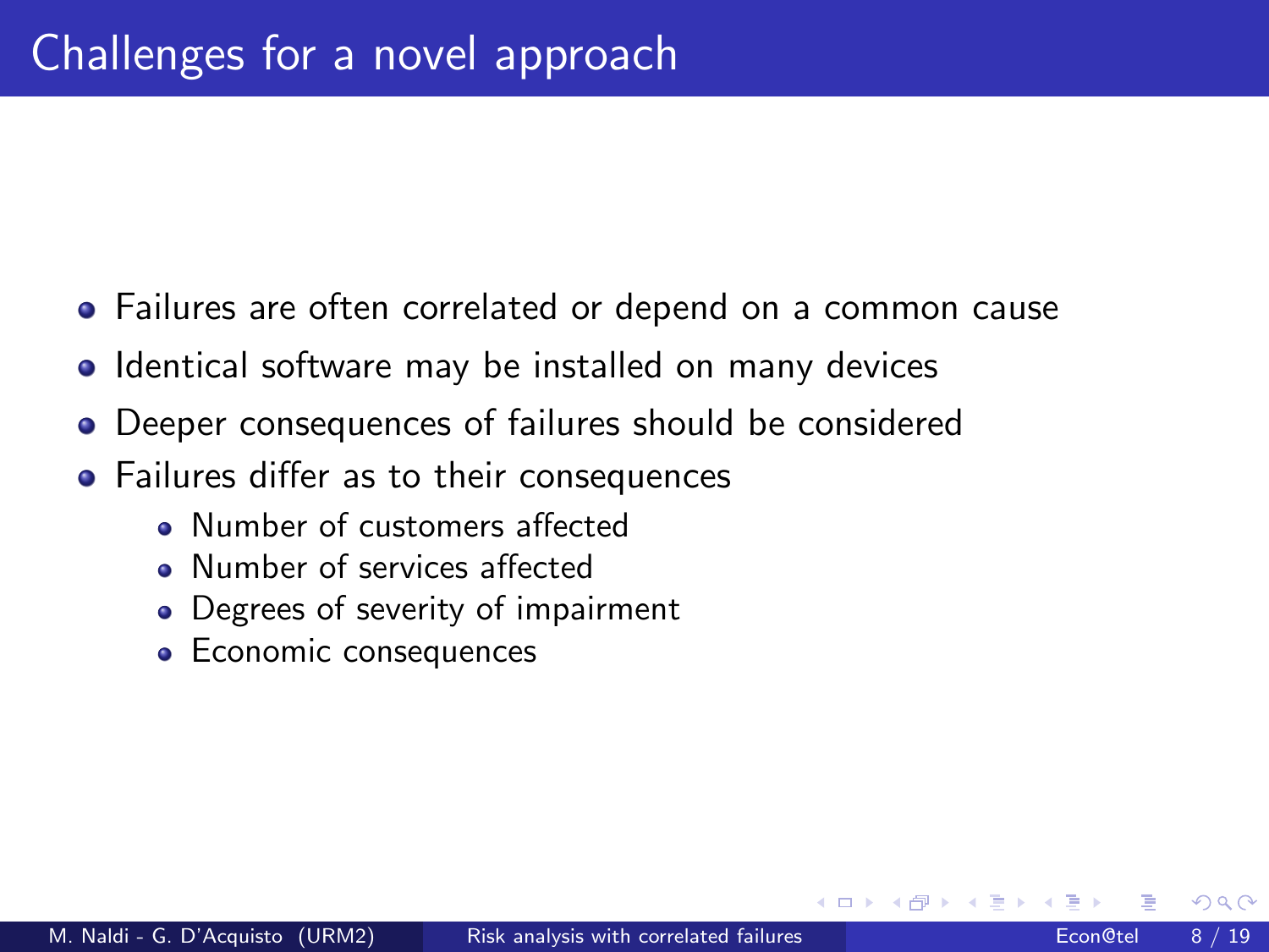# Challenges for a novel approach

- Failures are often correlated or depend on a common cause
- Identical software may be installed on many devices
- Deeper consequences of failures should be considered
- Failures differ as to their consequences
  - Number of customers affected
  - Number of services affected
  - Degrees of severity of impairment
  - Economic consequences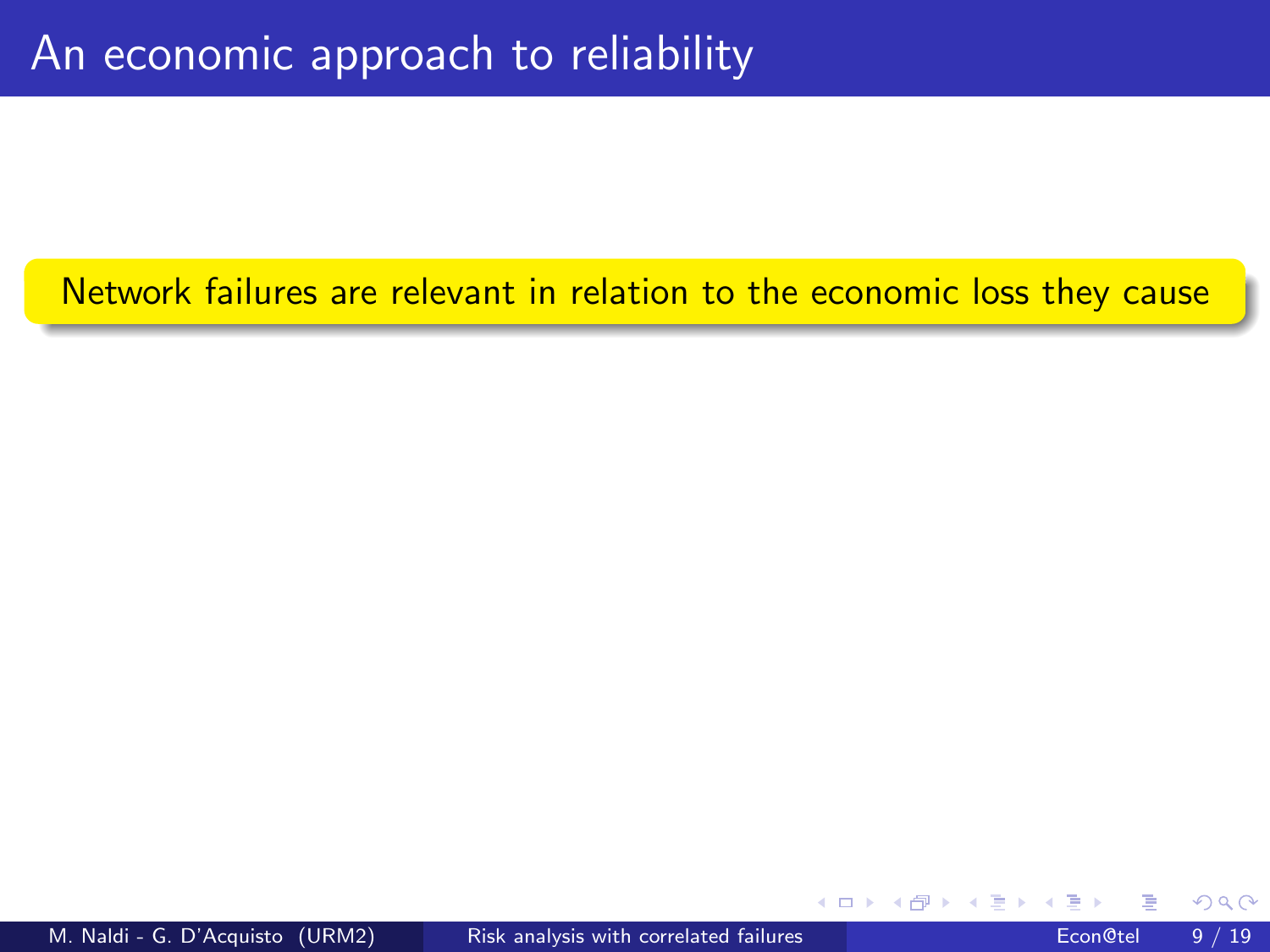# An economic approach to reliability

Network failures are relevant in relation to the economic loss they cause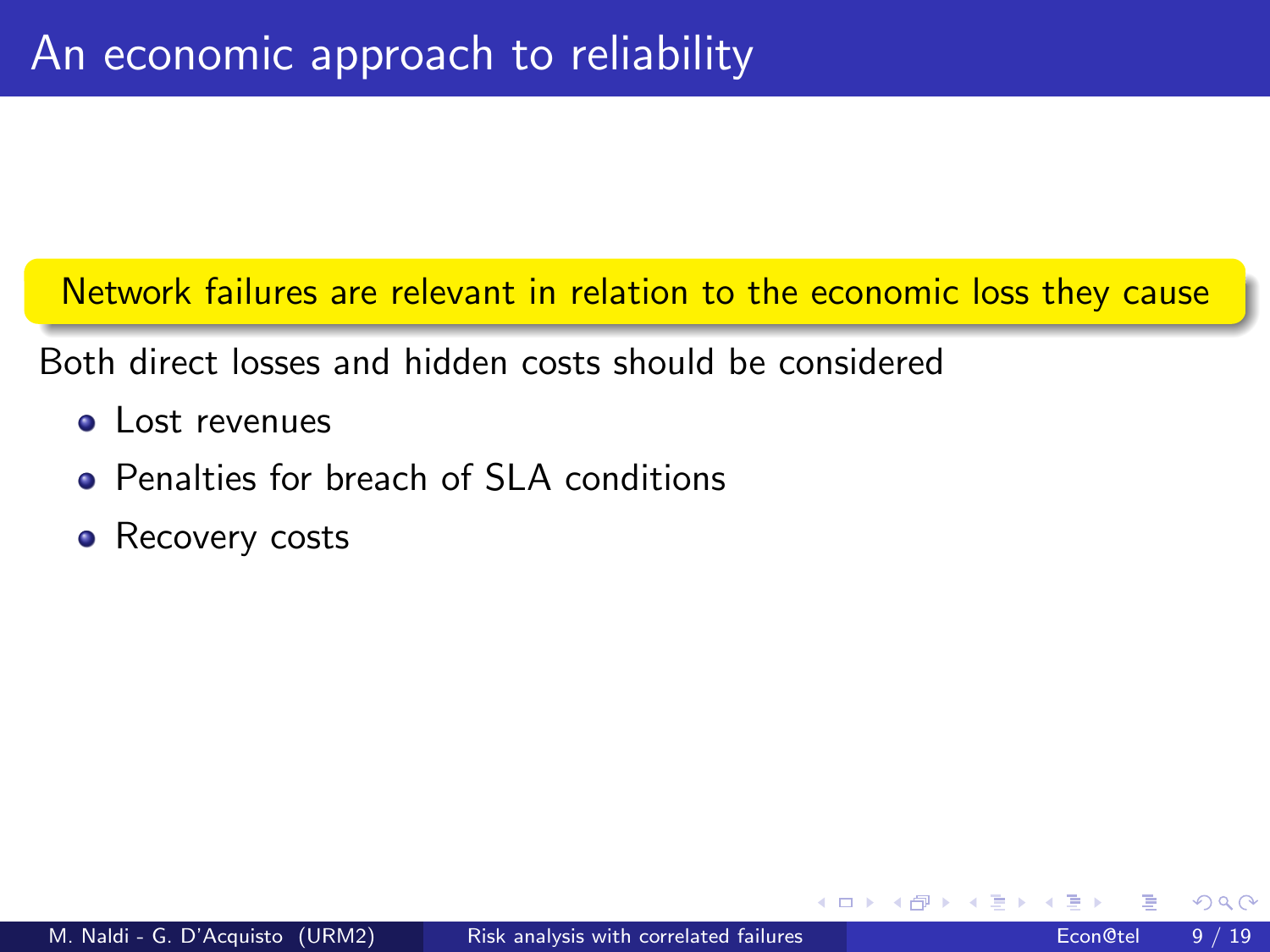# An economic approach to reliability

**Network failures are relevant in relation to the economic loss they cause**

Both direct losses and hidden costs should be considered

- Lost revenues
- Penalties for breach of SLA conditions
- Recovery costs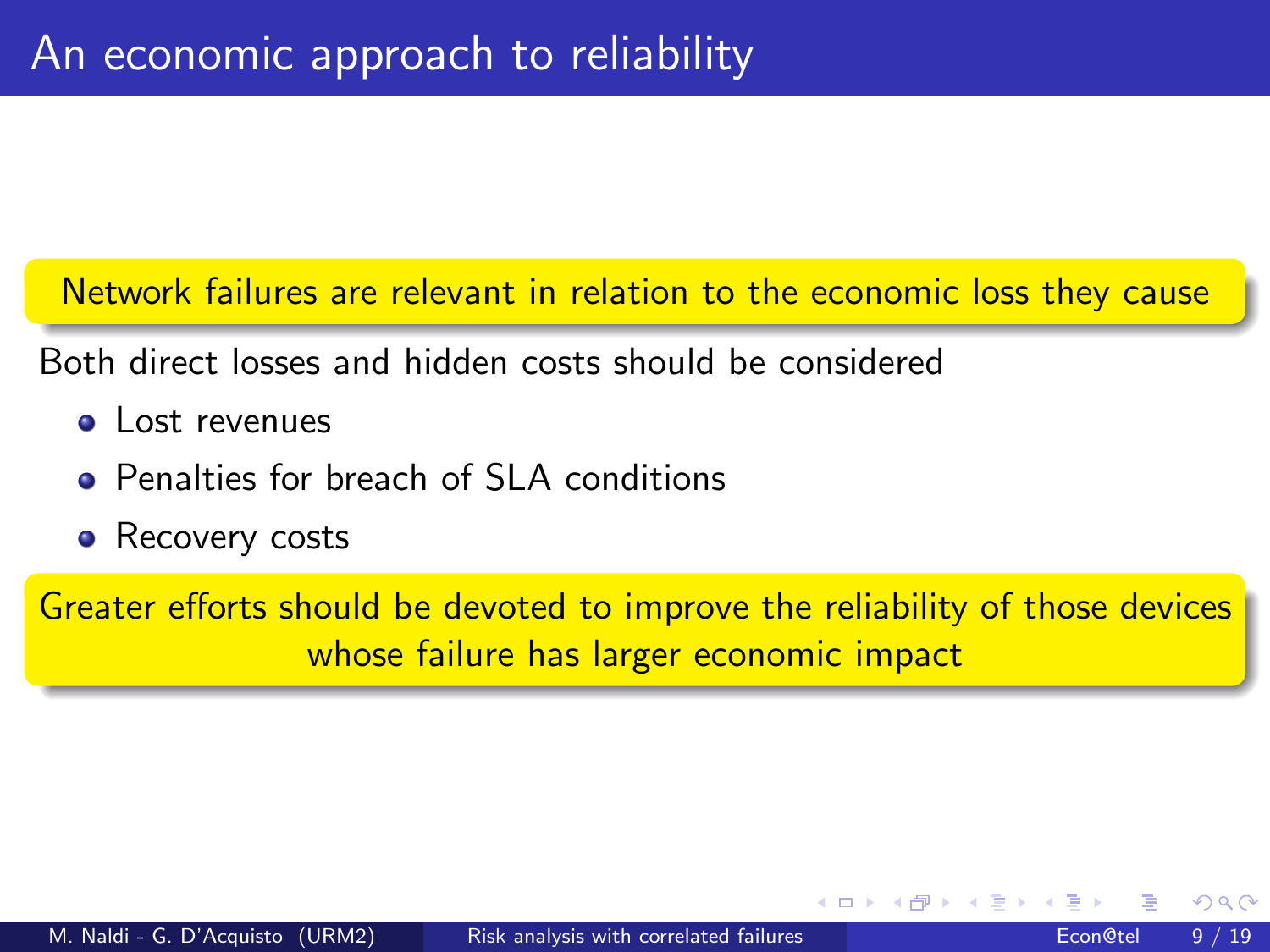# An economic approach to reliability

**Network failures are relevant in relation to the economic loss they cause**

Both direct losses and hidden costs should be considered

- Lost revenues
- Penalties for breach of SLA conditions
- Recovery costs

**Greater efforts should be devoted to improve the reliability of those devices whose failure has larger economic impact**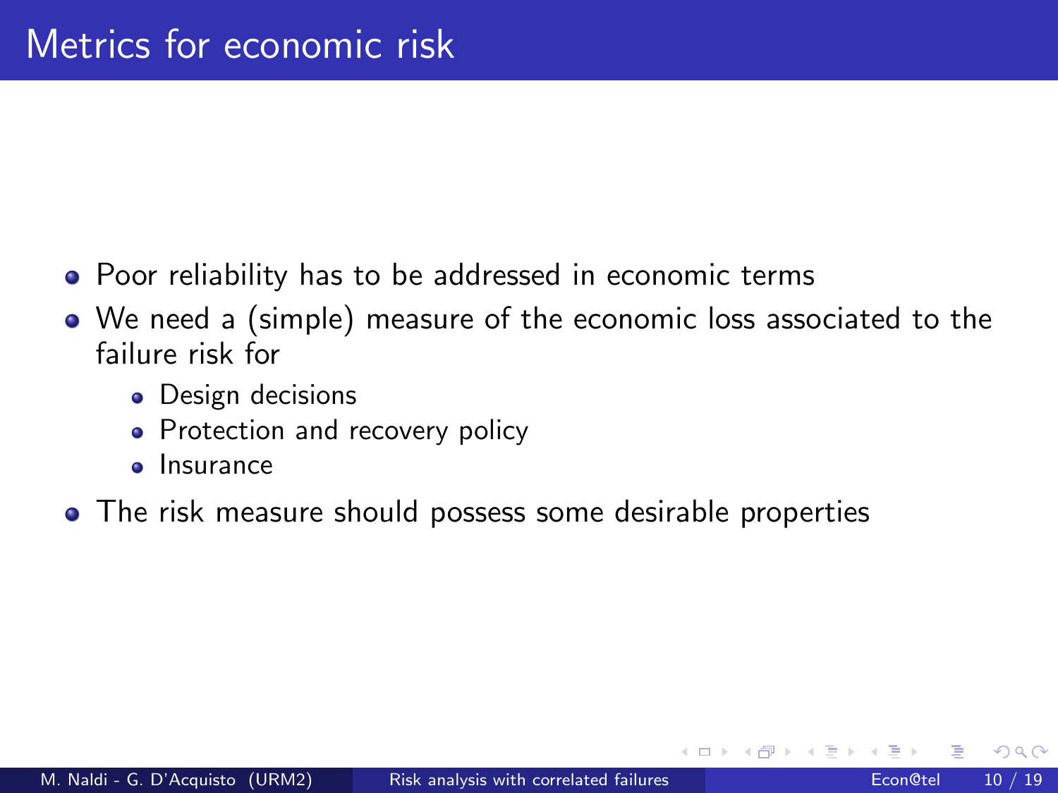# Metrics for economic risk

- Poor reliability has to be addressed in economic terms
- We need a (simple) measure of the economic loss associated to the failure risk for
  - Design decisions
  - Protection and recovery policy
  - Insurance
- The risk measure should possess some desirable properties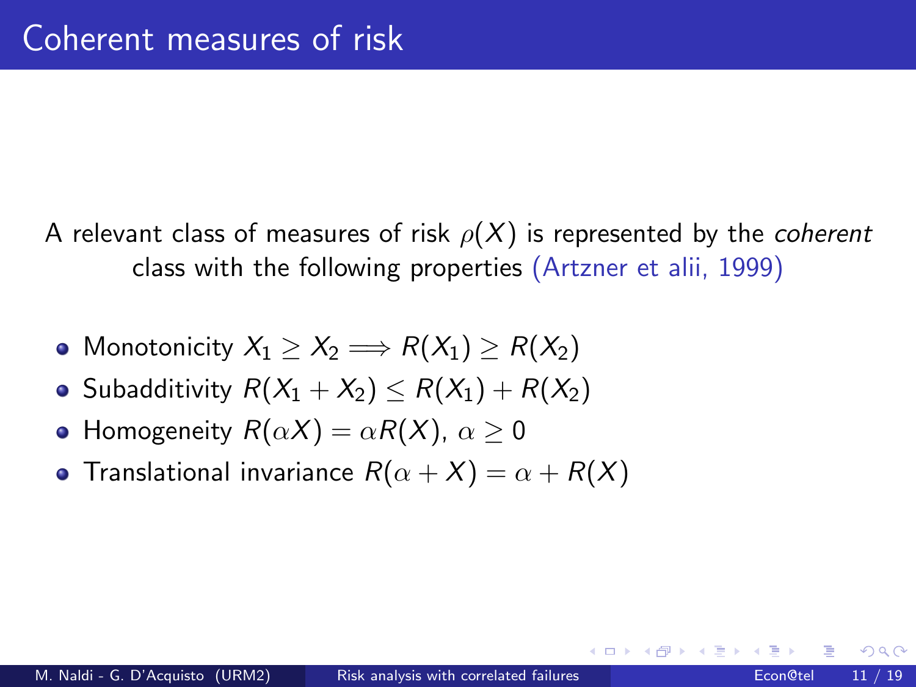# Coherent measures of risk

A relevant class of measures of risk $\rho(X)$ is represented by the *coherent* class with the following properties (Artzner et alii, 1999)

- Monotonicity $X_1 \geq X_2 \Longrightarrow R(X_1) \geq R(X_2)$
- Subadditivity $R(X_1 + X_2) \leq R(X_1) + R(X_2)$
- Homogeneity $R(\alpha X) = \alpha R(X)$, $\alpha \geq 0$
- Translational invariance $R(\alpha + X) = \alpha + R(X)$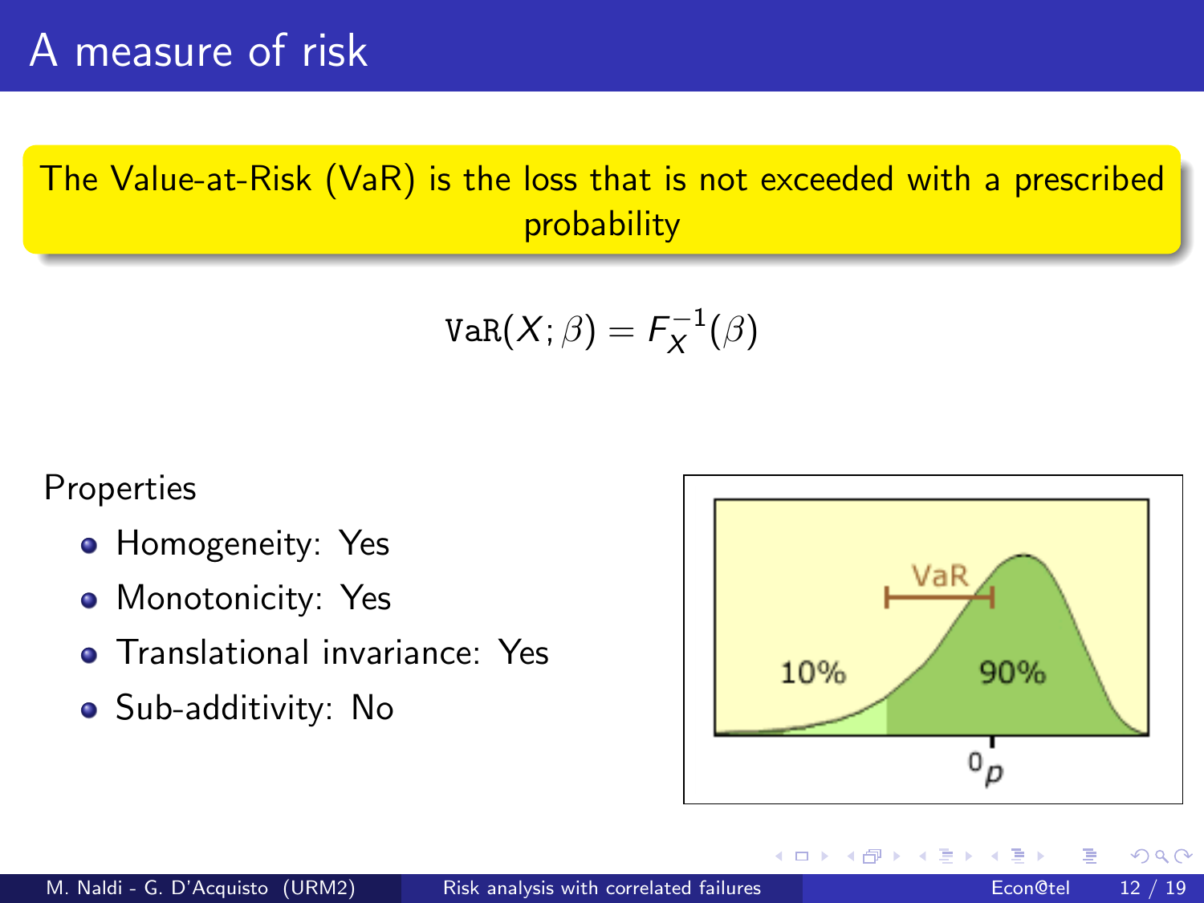# A measure of risk

The Value-at-Risk (VaR) is the loss that is not exceeded with a prescribed probability

$$\mathtt{VaR}(X;\beta) = F_X^{-1}(\beta)$$

Properties

- Homogeneity: Yes
- Monotonicity: Yes
- Translational invariance: Yes
- Sub-additivity: No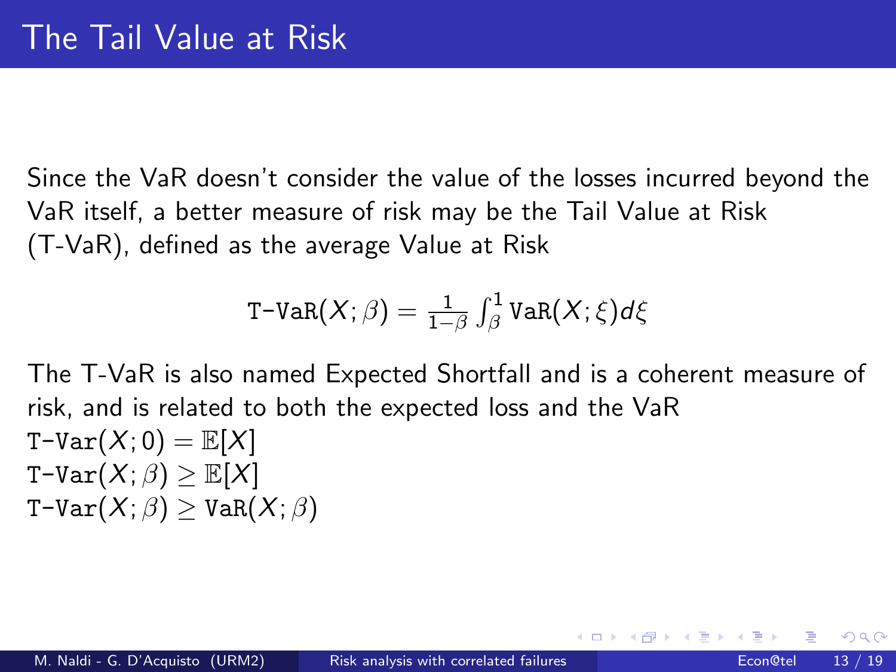# The Tail Value at Risk

Since the VaR doesn't consider the value of the losses incurred beyond the VaR itself, a better measure of risk may be the Tail Value at Risk (T-VaR), defined as the average Value at Risk

$$\texttt{T-VaR}(X;\beta) = \frac{1}{1-\beta}\int_{\beta}^{1} \texttt{VaR}(X;\xi)d\xi$$

The T-VaR is also named Expected Shortfall and is a coherent measure of risk, and is related to both the expected loss and the VaR

$\texttt{T-Var}(X;0) = \mathbb{E}[X]$

$\texttt{T-Var}(X;\beta) \geq \mathbb{E}[X]$

$\texttt{T-Var}(X;\beta) \geq \texttt{VaR}(X;\beta)$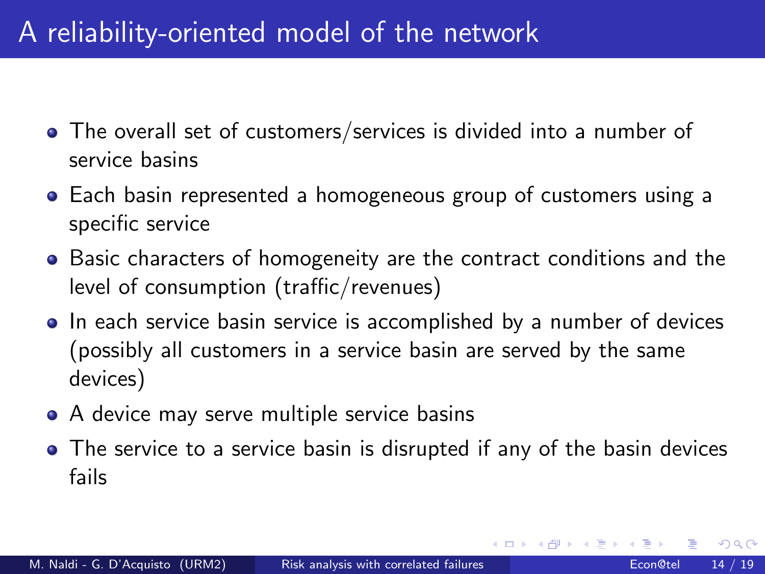# A reliability-oriented model of the network

- The overall set of customers/services is divided into a number of service basins
- Each basin represented a homogeneous group of customers using a specific service
- Basic characters of homogeneity are the contract conditions and the level of consumption (traffic/revenues)
- In each service basin service is accomplished by a number of devices (possibly all customers in a service basin are served by the same devices)
- A device may serve multiple service basins
- The service to a service basin is disrupted if any of the basin devices fails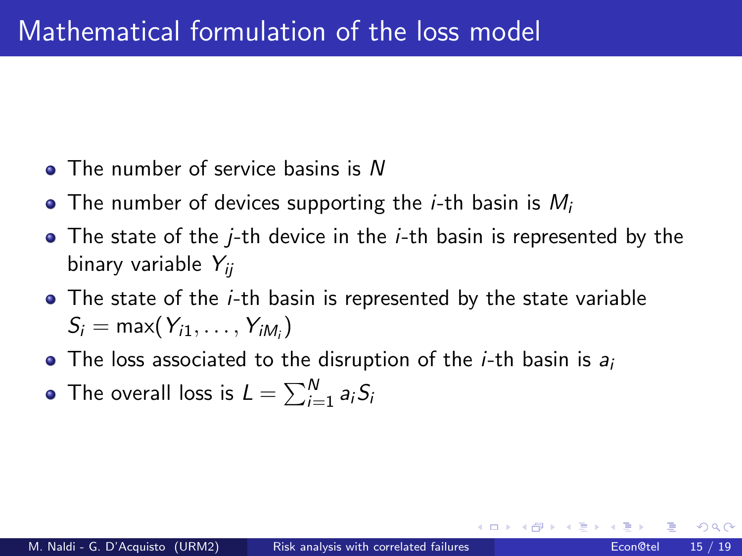# Mathematical formulation of the loss model

- The number of service basins is $N$
- The number of devices supporting the $i$-th basin is $M_i$
- The state of the $j$-th device in the $i$-th basin is represented by the binary variable $Y_{ij}$
- The state of the $i$-th basin is represented by the state variable $S_i = \max(Y_{i1}, \ldots, Y_{iM_i})$
- The loss associated to the disruption of the $i$-th basin is $a_i$
- The overall loss is $L = \sum_{i=1}^{N} a_i S_i$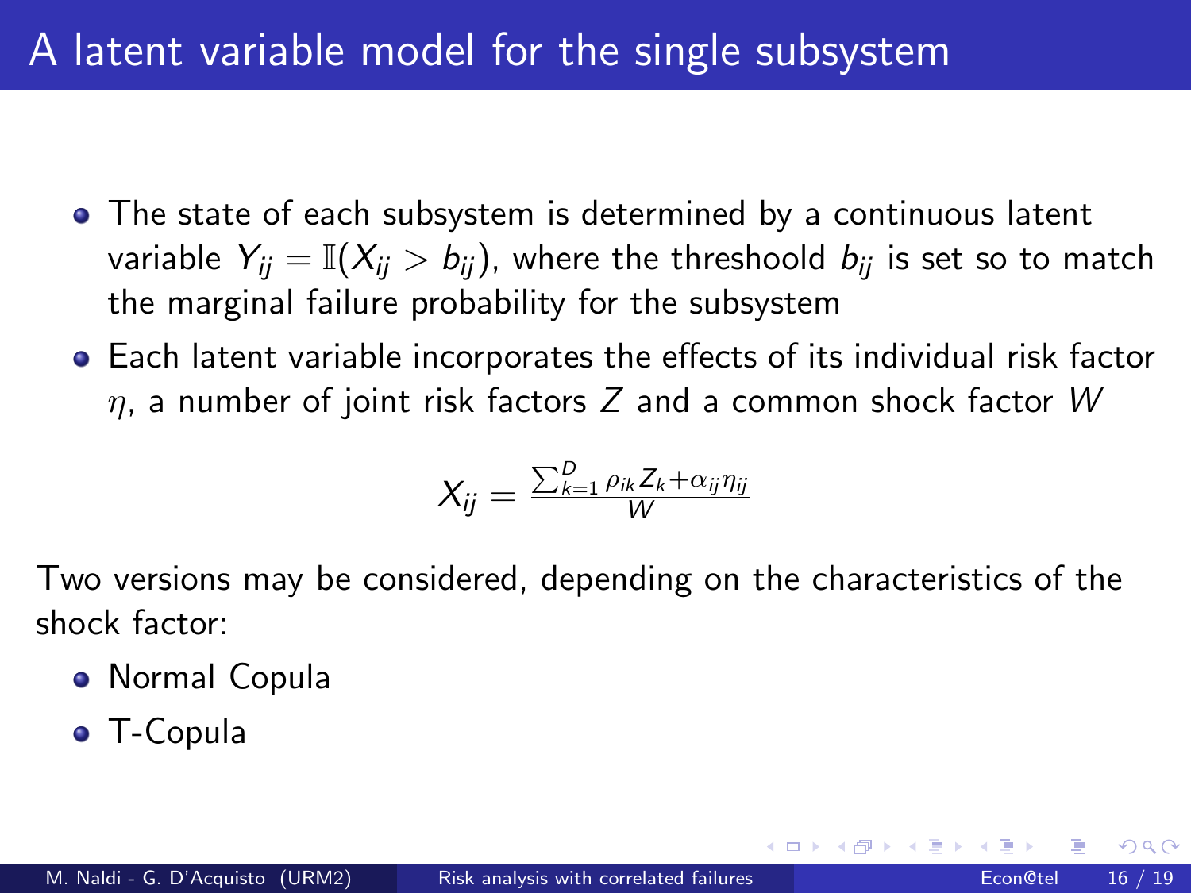# A latent variable model for the single subsystem

- The state of each subsystem is determined by a continuous latent variable $Y_{ij} = \mathbb{I}(X_{ij} > b_{ij})$, where the threshoold $b_{ij}$ is set so to match the marginal failure probability for the subsystem
- Each latent variable incorporates the effects of its individual risk factor $\eta$, a number of joint risk factors $Z$ and a common shock factor $W$

$$X_{ij} = \frac{\sum_{k=1}^{D} \rho_{ik} Z_k + \alpha_{ij} \eta_{ij}}{W}$$

Two versions may be considered, depending on the characteristics of the shock factor:

- Normal Copula
- T-Copula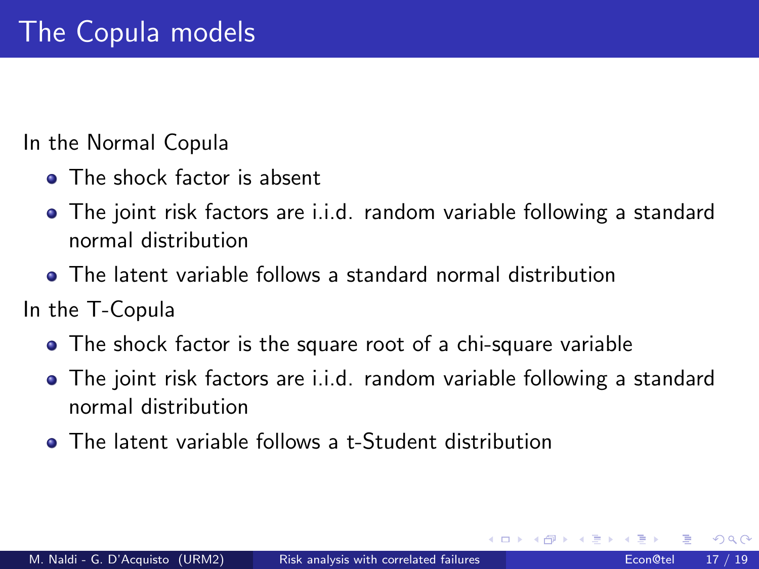# The Copula models

In the Normal Copula

- The shock factor is absent
- The joint risk factors are i.i.d. random variable following a standard normal distribution
- The latent variable follows a standard normal distribution

In the T-Copula

- The shock factor is the square root of a chi-square variable
- The joint risk factors are i.i.d. random variable following a standard normal distribution
- The latent variable follows a t-Student distribution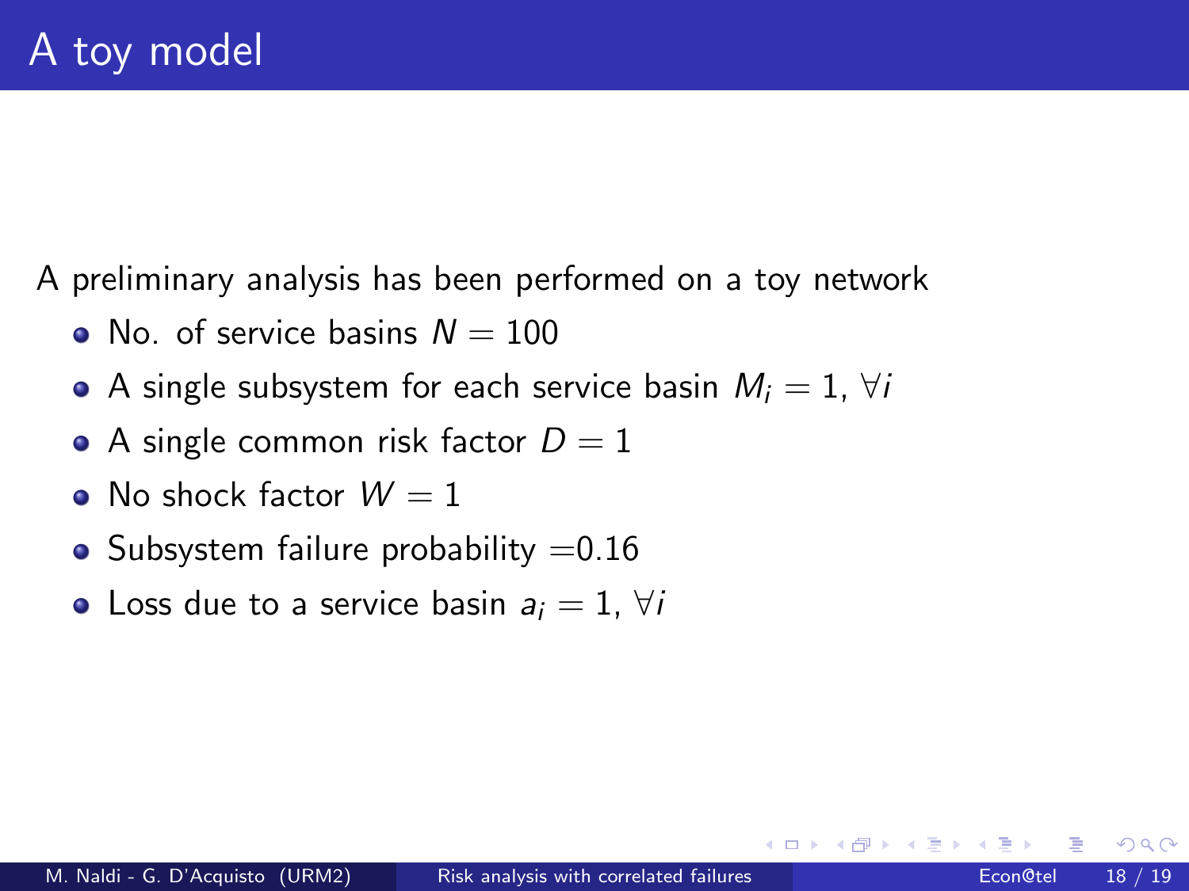# A toy model

A preliminary analysis has been performed on a toy network

- No. of service basins $N = 100$
- A single subsystem for each service basin $M_i = 1$, $\forall i$
- A single common risk factor $D = 1$
- No shock factor $W = 1$
- Subsystem failure probability $=0.16$
- Loss due to a service basin $a_i = 1$, $\forall i$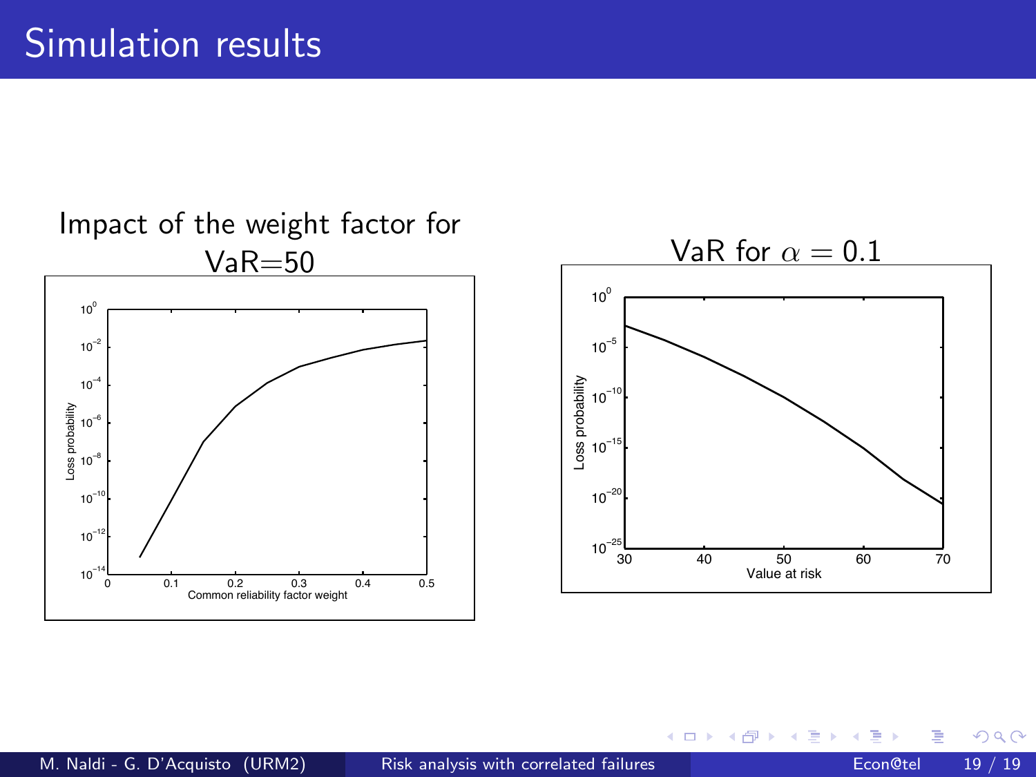# Simulation results

Impact of the weight factor for VaR=50

VaR for $\alpha = 0.1$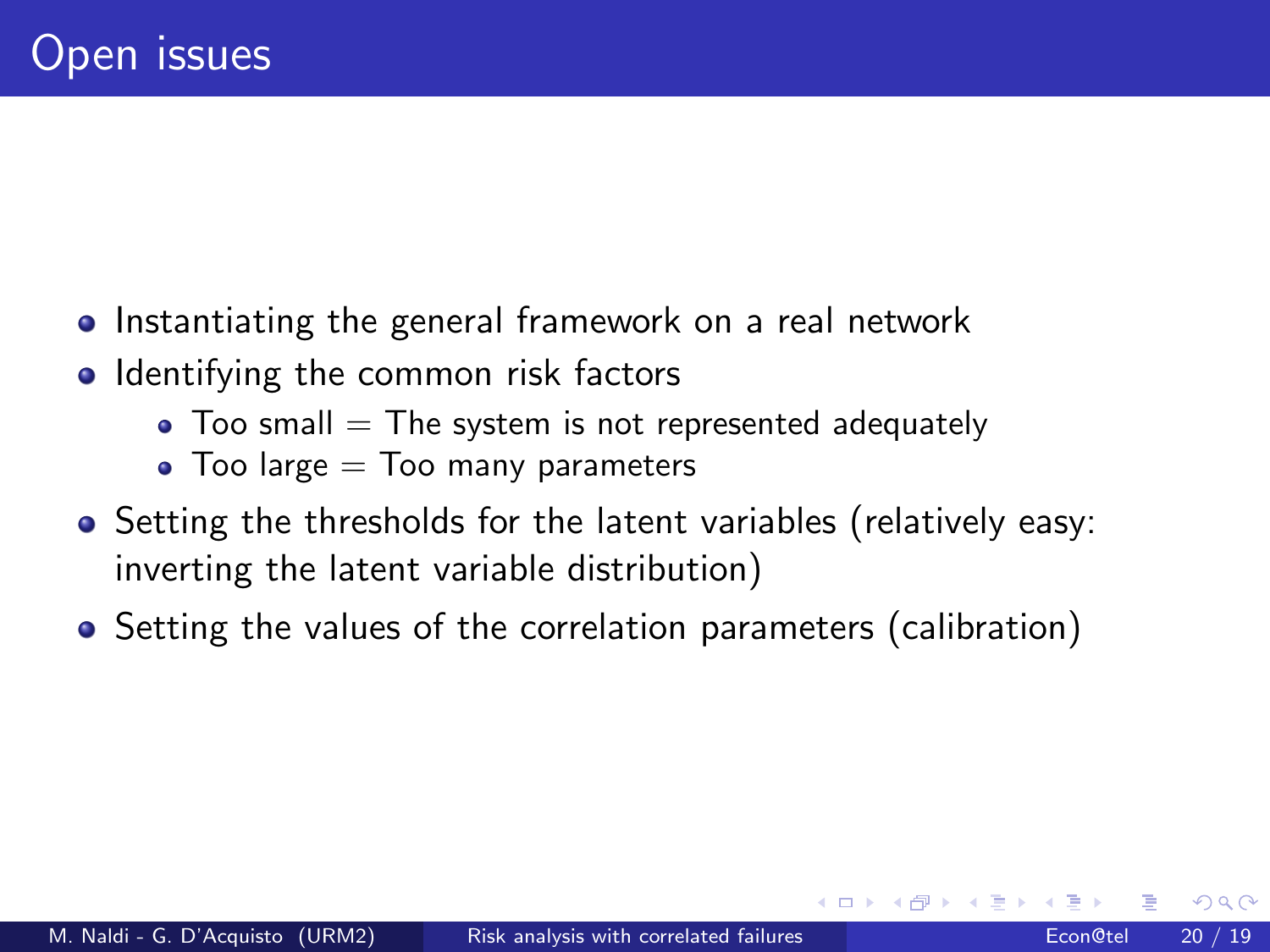# Open issues

- Instantiating the general framework on a real network
- Identifying the common risk factors
  - Too small = The system is not represented adequately
  - Too large = Too many parameters
- Setting the thresholds for the latent variables (relatively easy: inverting the latent variable distribution)
- Setting the values of the correlation parameters (calibration)